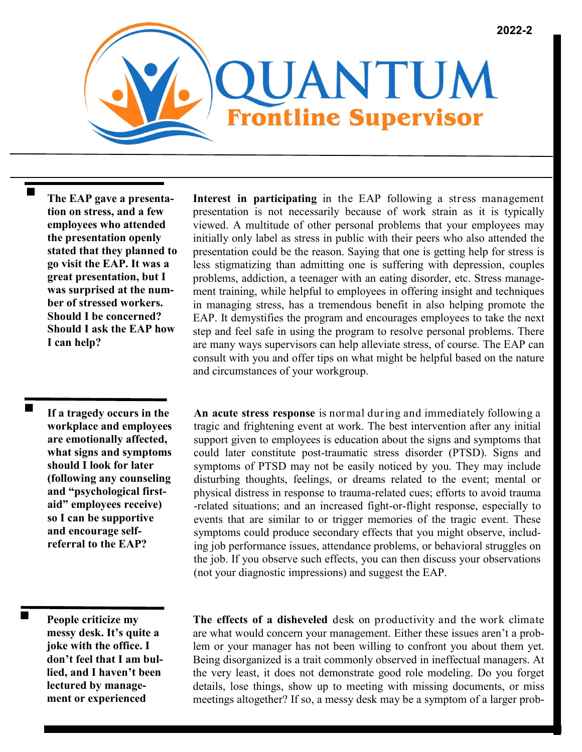2022-2

# QUANTUM Frontline Supervisor

**The EAP gave a presentation on stress, and a few employees who attended the presentation openly stated that they planned to go visit the EAP. It was a great presentation, but I was surprised at the number of stressed workers. Should I be concerned? Should I ask the EAP how I can help?**

**Interest in participating** in the EAP following a stress management presentation is not necessarily because of work strain as it is typically viewed. A multitude of other personal problems that your employees may initially only label as stress in public with their peers who also attended the presentation could be the reason. Saying that one is getting help for stress is less stigmatizing than admitting one is suffering with depression, couples problems, addiction, a teenager with an eating disorder, etc. Stress management training, while helpful to employees in offering insight and techniques in managing stress, has a tremendous benefit in also helping promote the EAP. It demystifies the program and encourages employees to take the next step and feel safe in using the program to resolve personal problems. There are many ways supervisors can help alleviate stress, of course. The EAP can consult with you and offer tips on what might be helpful based on the nature and circumstances of your workgroup.

**If a tragedy occurs in the workplace and employees are emotionally affected, what signs and symptoms should I look for later (following any counseling and "psychological first-aid" employees receive) so I can be supportive and encourage self-referral to the EAP?**

**An acute stress response** is normal during and immediately following a tragic and frightening event at work. The best intervention after any initial support given to employees is education about the signs and symptoms that could later constitute post-traumatic stress disorder (PTSD). Signs and symptoms of PTSD may not be easily noticed by you. They may include disturbing thoughts, feelings, or dreams related to the event; mental or physical distress in response to trauma-related cues; efforts to avoid trauma-related situations; and an increased fight-or-flight response, especially to events that are similar to or trigger memories of the tragic event. These symptoms could produce secondary effects that you might observe, including job performance issues, attendance problems, or behavioral struggles on the job. If you observe such effects, you can then discuss your observations (not your diagnostic impressions) and suggest the EAP.

**People criticize my messy desk. It's quite a joke with the office. I don't feel that I am bullied, and I haven't been lectured by management or experienced**

**The effects of a disheveled** desk on productivity and the work climate are what would concern your management. Either these issues aren't a problem or your manager has not been willing to confront you about them yet. Being disorganized is a trait commonly observed in ineffectual managers. At the very least, it does not demonstrate good role modeling. Do you forget details, lose things, show up to meeting with missing documents, or miss meetings altogether? If so, a messy desk may be a symptom of a larger prob-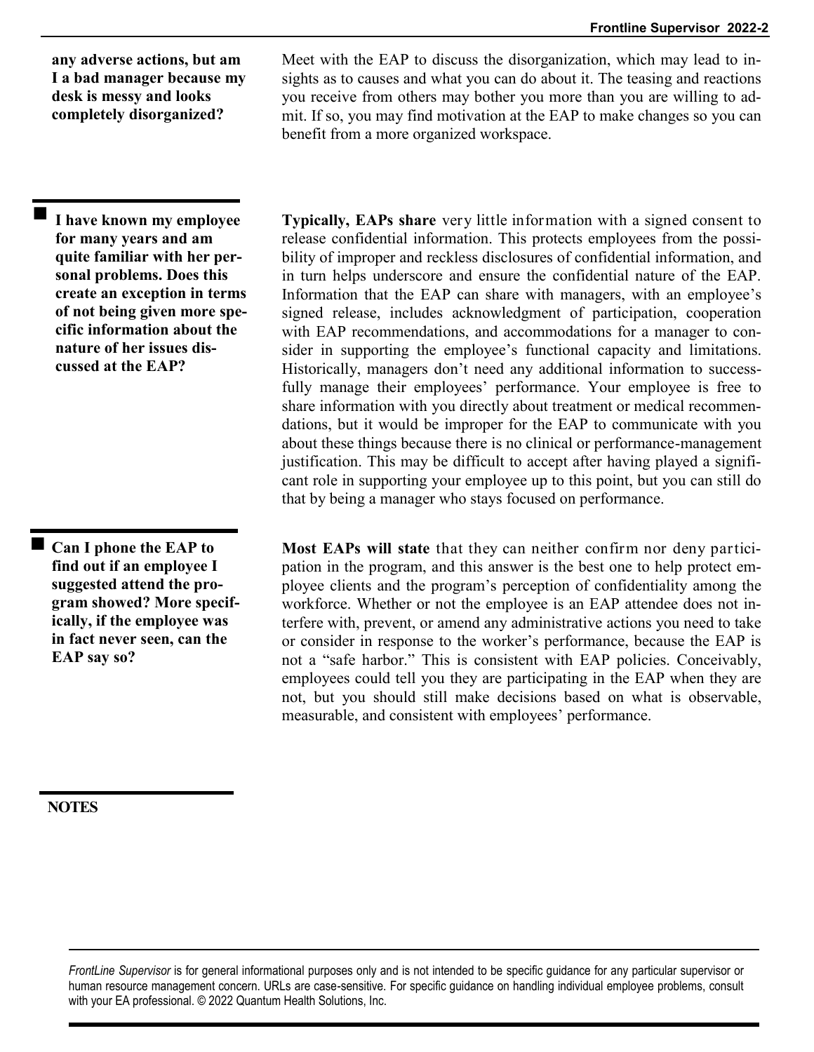**any adverse actions, but am I a bad manager because my desk is messy and looks completely disorganized?**

Meet with the EAP to discuss the disorganization, which may lead to insights as to causes and what you can do about it. The teasing and reactions you receive from others may bother you more than you are willing to admit. If so, you may find motivation at the EAP to make changes so you can benefit from a more organized workspace.

**I have known my employee for many years and am quite familiar with her personal problems. Does this create an exception in terms of not being given more specific information about the nature of her issues discussed at the EAP?**

**Typically, EAPs share** very little information with a signed consent to release confidential information. This protects employees from the possibility of improper and reckless disclosures of confidential information, and in turn helps underscore and ensure the confidential nature of the EAP. Information that the EAP can share with managers, with an employee's signed release, includes acknowledgment of participation, cooperation with EAP recommendations, and accommodations for a manager to consider in supporting the employee's functional capacity and limitations. Historically, managers don't need any additional information to successfully manage their employees' performance. Your employee is free to share information with you directly about treatment or medical recommendations, but it would be improper for the EAP to communicate with you about these things because there is no clinical or performance-management justification. This may be difficult to accept after having played a significant role in supporting your employee up to this point, but you can still do that by being a manager who stays focused on performance.

**Can I phone the EAP to find out if an employee I suggested attend the program showed? More specifically, if the employee was in fact never seen, can the EAP say so?**

**Most EAPs will state** that they can neither confirm nor deny participation in the program, and this answer is the best one to help protect employee clients and the program's perception of confidentiality among the workforce. Whether or not the employee is an EAP attendee does not interfere with, prevent, or amend any administrative actions you need to take or consider in response to the worker's performance, because the EAP is not a "safe harbor." This is consistent with EAP policies. Conceivably, employees could tell you they are participating in the EAP when they are not, but you should still make decisions based on what is observable, measurable, and consistent with employees' performance.

**NOTES**

*FrontLine Supervisor* is for general informational purposes only and is not intended to be specific guidance for any particular supervisor or human resource management concern. URLs are case-sensitive. For specific guidance on handling individual employee problems, consult with your EA professional. © 2022 Quantum Health Solutions, Inc.